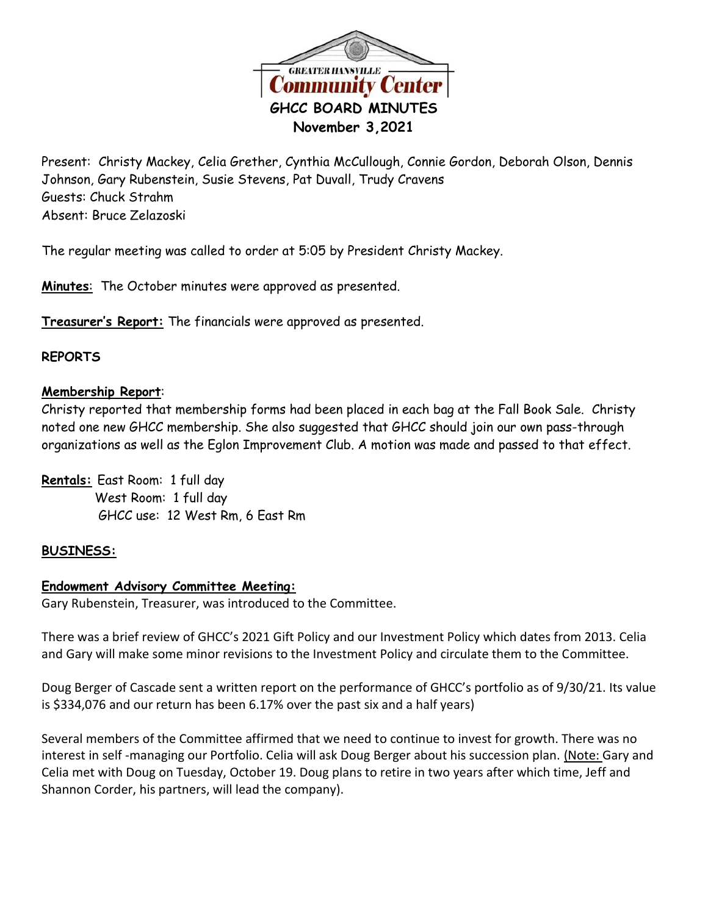GREATER HANSVILLE Community Center

# GHCC BOARD MINUTES

**November 3,2021**

Present: Christy Mackey, Celia Grether, Cynthia McCullough, Connie Gordon, Deborah Olson, Dennis Johnson, Gary Rubenstein, Susie Stevens, Pat Duvall, Trudy Cravens
Guests: Chuck Strahm
Absent: Bruce Zelazoski

The regular meeting was called to order at 5:05 by President Christy Mackey.

**Minutes**: The October minutes were approved as presented.

**Treasurer's Report:** The financials were approved as presented.

**REPORTS**

**Membership Report**:
Christy reported that membership forms had been placed in each bag at the Fall Book Sale. Christy noted one new GHCC membership. She also suggested that GHCC should join our own pass-through organizations as well as the Eglon Improvement Club. A motion was made and passed to that effect.

**Rentals:** East Room: 1 full day
West Room: 1 full day
GHCC use: 12 West Rm, 6 East Rm

**BUSINESS:**

**Endowment Advisory Committee Meeting:**
Gary Rubenstein, Treasurer, was introduced to the Committee.

There was a brief review of GHCC's 2021 Gift Policy and our Investment Policy which dates from 2013. Celia and Gary will make some minor revisions to the Investment Policy and circulate them to the Committee.

Doug Berger of Cascade sent a written report on the performance of GHCC's portfolio as of 9/30/21. Its value is $334,076 and our return has been 6.17% over the past six and a half years)

Several members of the Committee affirmed that we need to continue to invest for growth. There was no interest in self -managing our Portfolio. Celia will ask Doug Berger about his succession plan. (Note: Gary and Celia met with Doug on Tuesday, October 19. Doug plans to retire in two years after which time, Jeff and Shannon Corder, his partners, will lead the company).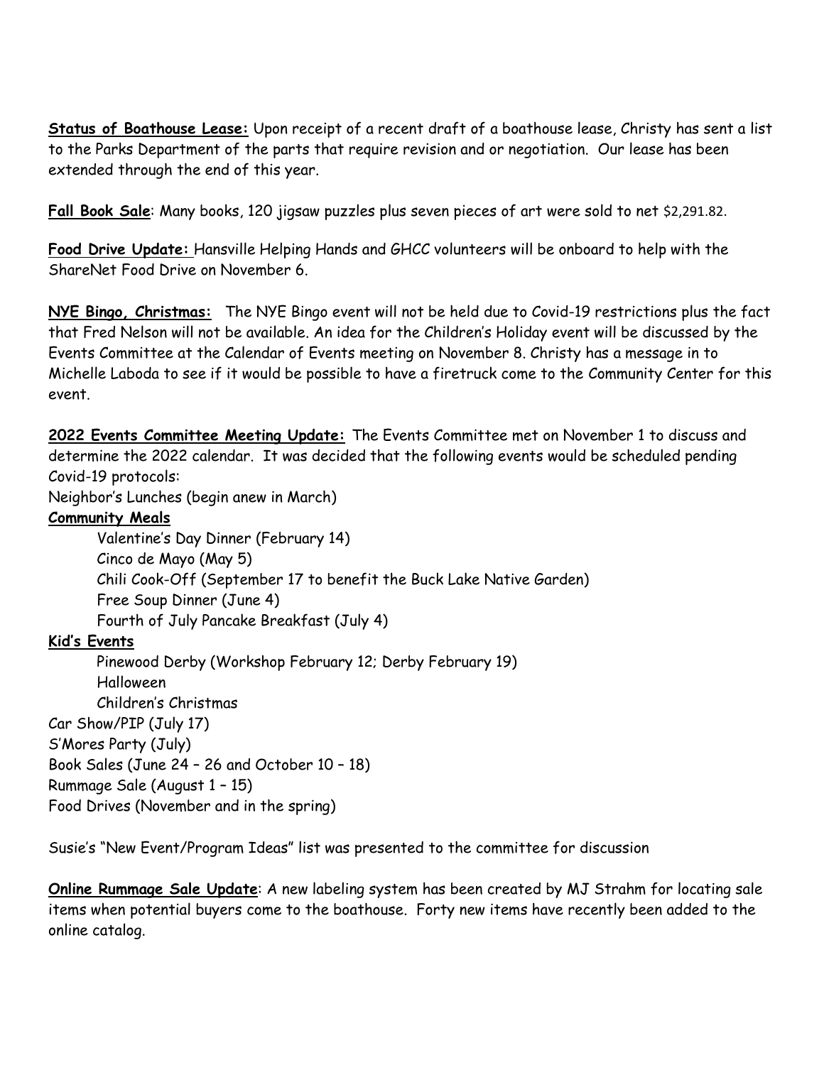**Status of Boathouse Lease:** Upon receipt of a recent draft of a boathouse lease, Christy has sent a list to the Parks Department of the parts that require revision and or negotiation. Our lease has been extended through the end of this year.

**Fall Book Sale**: Many books, 120 jigsaw puzzles plus seven pieces of art were sold to net $2,291.82.

**Food Drive Update:** Hansville Helping Hands and GHCC volunteers will be onboard to help with the ShareNet Food Drive on November 6.

**NYE Bingo, Christmas:** The NYE Bingo event will not be held due to Covid-19 restrictions plus the fact that Fred Nelson will not be available. An idea for the Children's Holiday event will be discussed by the Events Committee at the Calendar of Events meeting on November 8. Christy has a message in to Michelle Laboda to see if it would be possible to have a firetruck come to the Community Center for this event.

**2022 Events Committee Meeting Update:** The Events Committee met on November 1 to discuss and determine the 2022 calendar. It was decided that the following events would be scheduled pending Covid-19 protocols:

Neighbor's Lunches (begin anew in March)

**Community Meals**

- Valentine's Day Dinner (February 14)
- Cinco de Mayo (May 5)
- Chili Cook-Off (September 17 to benefit the Buck Lake Native Garden)
- Free Soup Dinner (June 4)
- Fourth of July Pancake Breakfast (July 4)

**Kid's Events**

- Pinewood Derby (Workshop February 12; Derby February 19)
- Halloween
- Children's Christmas

Car Show/PIP (July 17)

S'Mores Party (July)

Book Sales (June 24 – 26 and October 10 – 18)

Rummage Sale (August 1 – 15)

Food Drives (November and in the spring)

Susie's "New Event/Program Ideas" list was presented to the committee for discussion

**Online Rummage Sale Update**: A new labeling system has been created by MJ Strahm for locating sale items when potential buyers come to the boathouse. Forty new items have recently been added to the online catalog.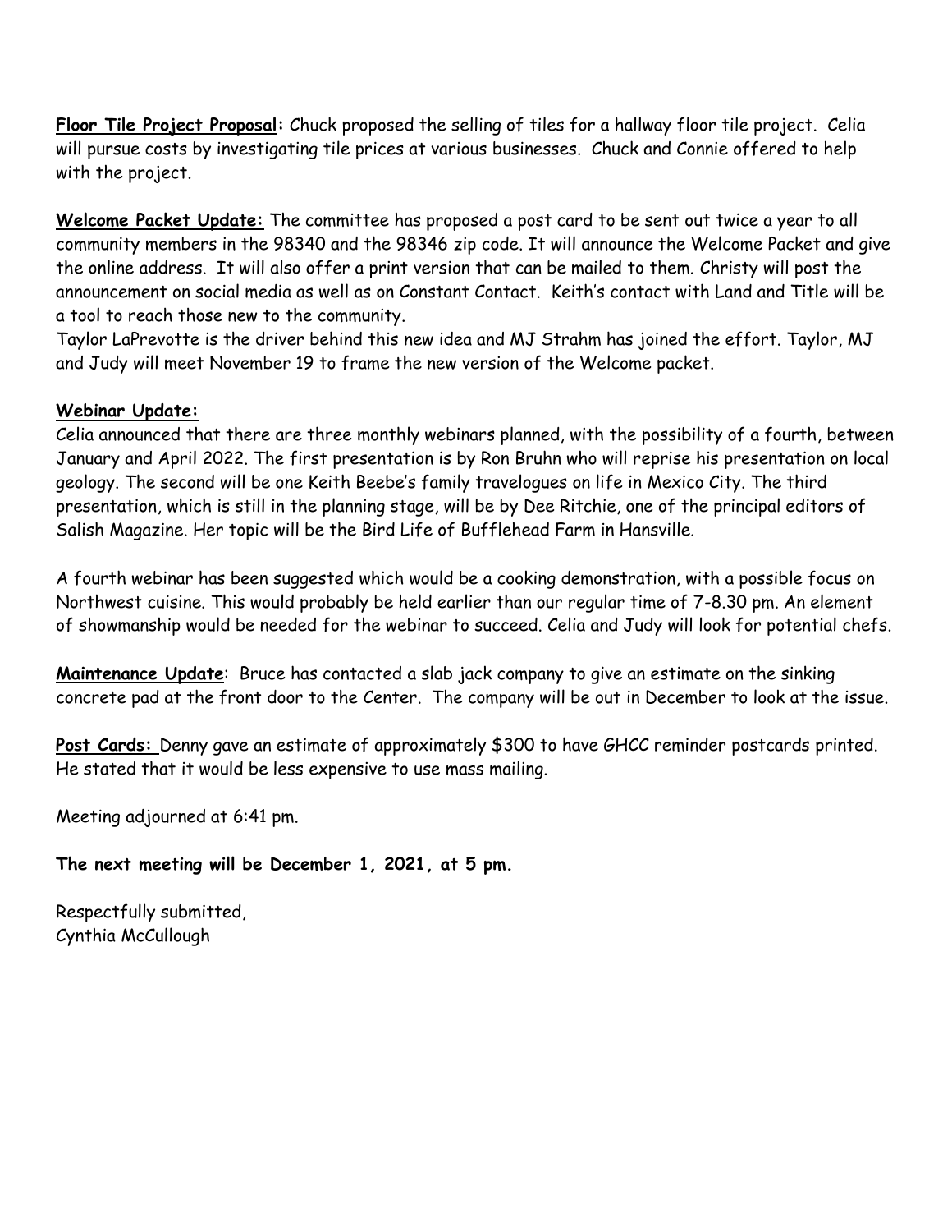**Floor Tile Project Proposal:** Chuck proposed the selling of tiles for a hallway floor tile project. Celia will pursue costs by investigating tile prices at various businesses. Chuck and Connie offered to help with the project.

**Welcome Packet Update:** The committee has proposed a post card to be sent out twice a year to all community members in the 98340 and the 98346 zip code. It will announce the Welcome Packet and give the online address. It will also offer a print version that can be mailed to them. Christy will post the announcement on social media as well as on Constant Contact. Keith's contact with Land and Title will be a tool to reach those new to the community.

Taylor LaPrevotte is the driver behind this new idea and MJ Strahm has joined the effort. Taylor, MJ and Judy will meet November 19 to frame the new version of the Welcome packet.

**Webinar Update:**

Celia announced that there are three monthly webinars planned, with the possibility of a fourth, between January and April 2022. The first presentation is by Ron Bruhn who will reprise his presentation on local geology. The second will be one Keith Beebe's family travelogues on life in Mexico City. The third presentation, which is still in the planning stage, will be by Dee Ritchie, one of the principal editors of Salish Magazine. Her topic will be the Bird Life of Bufflehead Farm in Hansville.

A fourth webinar has been suggested which would be a cooking demonstration, with a possible focus on Northwest cuisine. This would probably be held earlier than our regular time of 7-8.30 pm. An element of showmanship would be needed for the webinar to succeed. Celia and Judy will look for potential chefs.

**Maintenance Update**: Bruce has contacted a slab jack company to give an estimate on the sinking concrete pad at the front door to the Center. The company will be out in December to look at the issue.

**Post Cards:** Denny gave an estimate of approximately $300 to have GHCC reminder postcards printed. He stated that it would be less expensive to use mass mailing.

Meeting adjourned at 6:41 pm.

**The next meeting will be December 1, 2021, at 5 pm.**

Respectfully submitted,
Cynthia McCullough